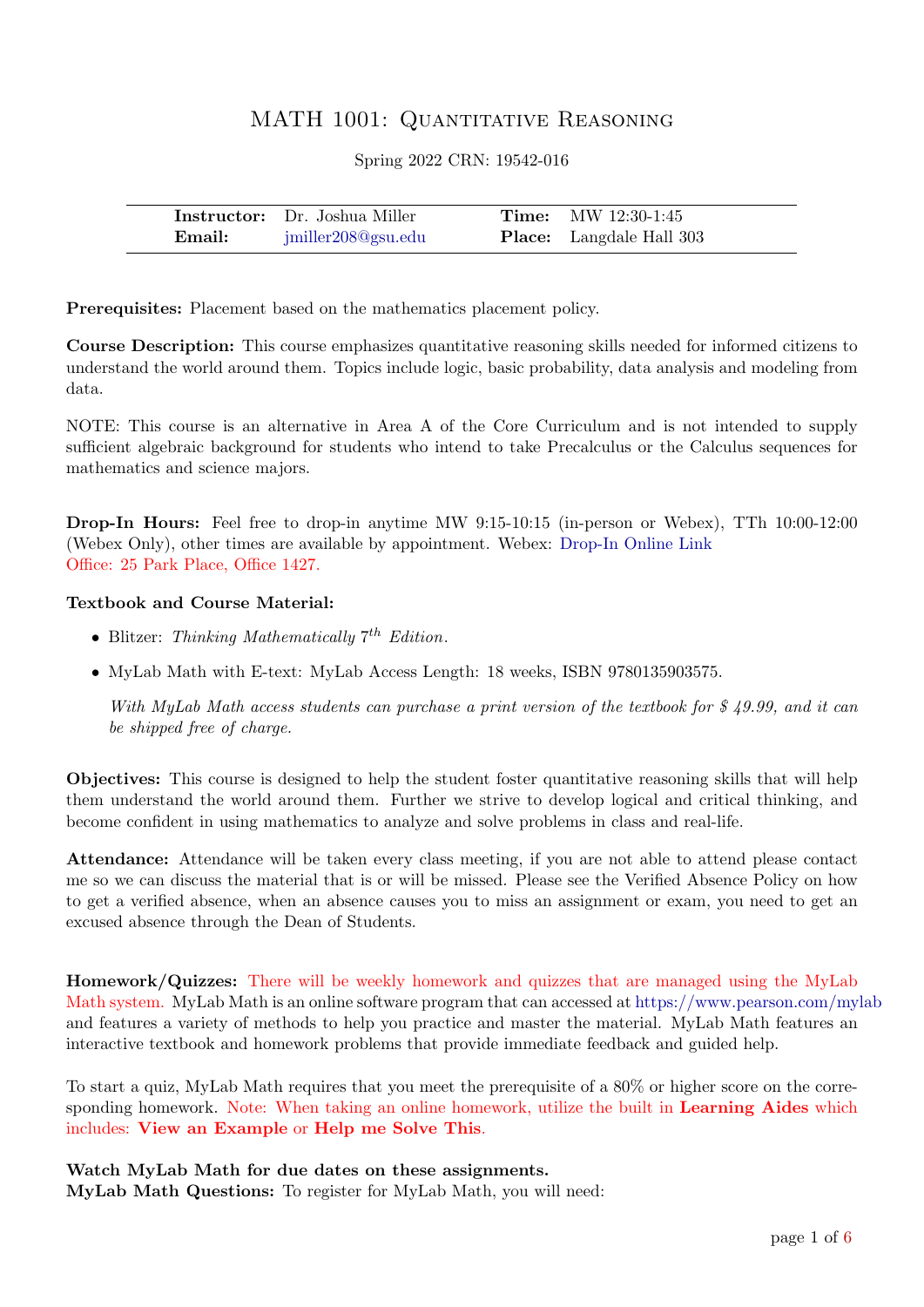# MATH 1001: Quantitative Reasoning

Spring 2022 CRN: 19542-016

| | | | |
|---|---|---|---|
| **Instructor:** | Dr. Joshua Miller | **Time:** | MW 12:30-1:45 |
| **Email:** | jmiller208@gsu.edu | **Place:** | Langdale Hall 303 |

**Prerequisites:** Placement based on the mathematics placement policy.

**Course Description:** This course emphasizes quantitative reasoning skills needed for informed citizens to understand the world around them. Topics include logic, basic probability, data analysis and modeling from data.

NOTE: This course is an alternative in Area A of the Core Curriculum and is not intended to supply sufficient algebraic background for students who intend to take Precalculus or the Calculus sequences for mathematics and science majors.

**Drop-In Hours:** Feel free to drop-in anytime MW 9:15-10:15 (in-person or Webex), TTh 10:00-12:00 (Webex Only), other times are available by appointment. Webex: Drop-In Online Link
Office: 25 Park Place, Office 1427.

**Textbook and Course Material:**

- Blitzer: *Thinking Mathematically* $7^{th}$ *Edition*.
- MyLab Math with E-text: MyLab Access Length: 18 weeks, ISBN 9780135903575.

  *With MyLab Math access students can purchase a print version of the textbook for $ 49.99, and it can be shipped free of charge.*

**Objectives:** This course is designed to help the student foster quantitative reasoning skills that will help them understand the world around them. Further we strive to develop logical and critical thinking, and become confident in using mathematics to analyze and solve problems in class and real-life.

**Attendance:** Attendance will be taken every class meeting, if you are not able to attend please contact me so we can discuss the material that is or will be missed. Please see the Verified Absence Policy on how to get a verified absence, when an absence causes you to miss an assignment or exam, you need to get an excused absence through the Dean of Students.

**Homework/Quizzes:** There will be weekly homework and quizzes that are managed using the MyLab Math system. MyLab Math is an online software program that can accessed at https://www.pearson.com/mylab and features a variety of methods to help you practice and master the material. MyLab Math features an interactive textbook and homework problems that provide immediate feedback and guided help.

To start a quiz, MyLab Math requires that you meet the prerequisite of a 80% or higher score on the corresponding homework. Note: When taking an online homework, utilize the built in **Learning Aides** which includes: **View an Example** or **Help me Solve This**.

**Watch MyLab Math for due dates on these assignments.**
**MyLab Math Questions:** To register for MyLab Math, you will need: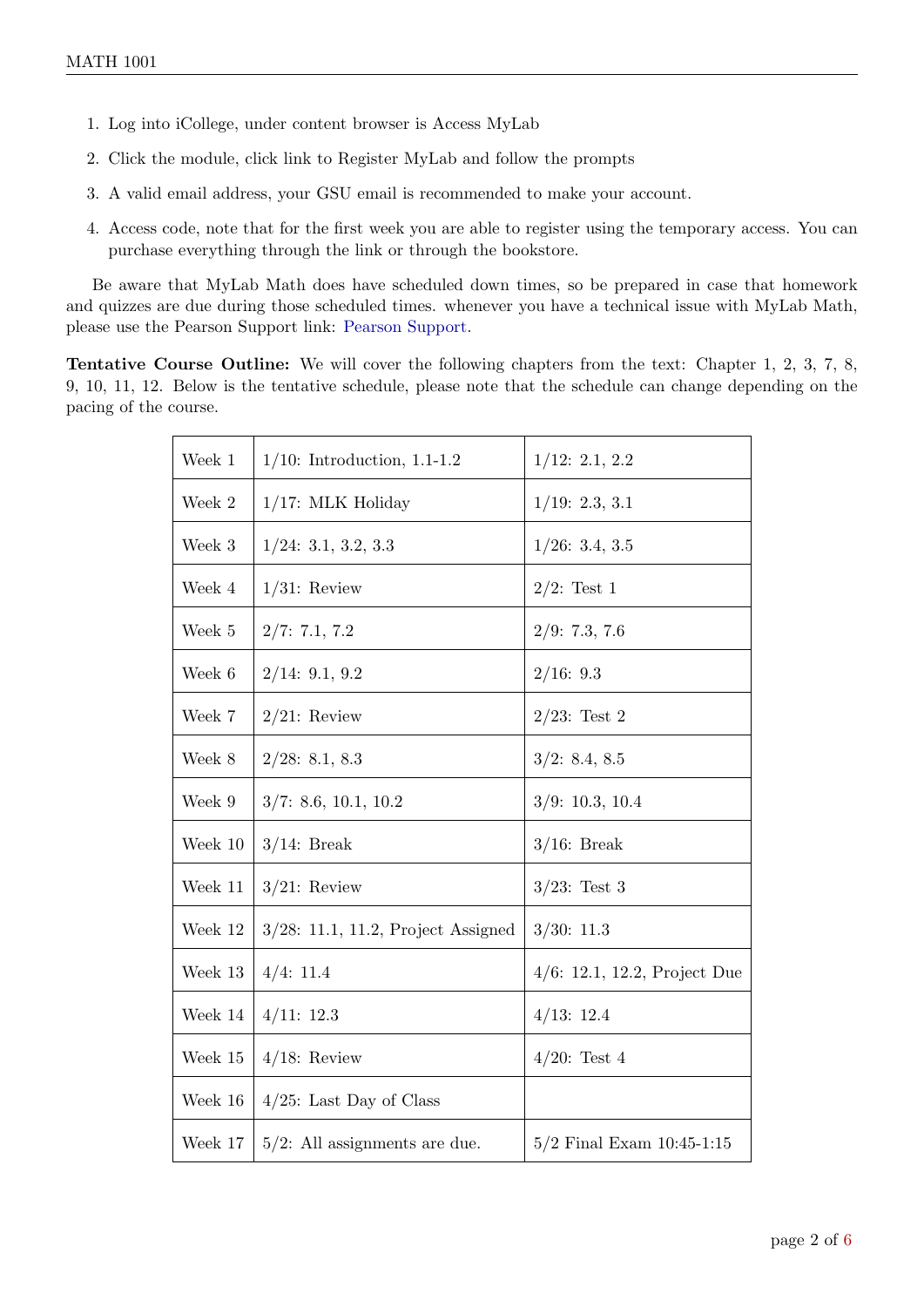1. Log into iCollege, under content browser is Access MyLab
2. Click the module, click link to Register MyLab and follow the prompts
3. A valid email address, your GSU email is recommended to make your account.
4. Access code, note that for the first week you are able to register using the temporary access. You can purchase everything through the link or through the bookstore.

Be aware that MyLab Math does have scheduled down times, so be prepared in case that homework and quizzes are due during those scheduled times. whenever you have a technical issue with MyLab Math, please use the Pearson Support link: Pearson Support.

**Tentative Course Outline:** We will cover the following chapters from the text: Chapter 1, 2, 3, 7, 8, 9, 10, 11, 12. Below is the tentative schedule, please note that the schedule can change depending on the pacing of the course.

| | | |
|---|---|---|
| Week 1 | 1/10: Introduction, 1.1-1.2 | 1/12: 2.1, 2.2 |
| Week 2 | 1/17: MLK Holiday | 1/19: 2.3, 3.1 |
| Week 3 | 1/24: 3.1, 3.2, 3.3 | 1/26: 3.4, 3.5 |
| Week 4 | 1/31: Review | 2/2: Test 1 |
| Week 5 | 2/7: 7.1, 7.2 | 2/9: 7.3, 7.6 |
| Week 6 | 2/14: 9.1, 9.2 | 2/16: 9.3 |
| Week 7 | 2/21: Review | 2/23: Test 2 |
| Week 8 | 2/28: 8.1, 8.3 | 3/2: 8.4, 8.5 |
| Week 9 | 3/7: 8.6, 10.1, 10.2 | 3/9: 10.3, 10.4 |
| Week 10 | 3/14: Break | 3/16: Break |
| Week 11 | 3/21: Review | 3/23: Test 3 |
| Week 12 | 3/28: 11.1, 11.2, Project Assigned | 3/30: 11.3 |
| Week 13 | 4/4: 11.4 | 4/6: 12.1, 12.2, Project Due |
| Week 14 | 4/11: 12.3 | 4/13: 12.4 |
| Week 15 | 4/18: Review | 4/20: Test 4 |
| Week 16 | 4/25: Last Day of Class | |
| Week 17 | 5/2: All assignments are due. | 5/2 Final Exam 10:45-1:15 |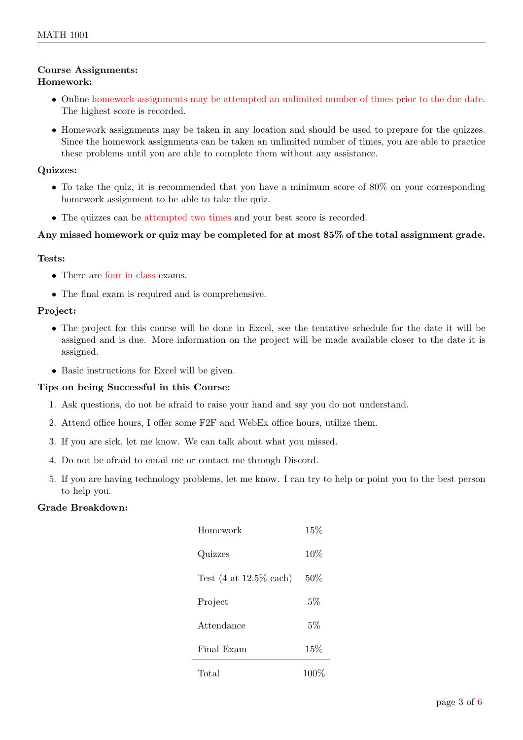**Course Assignments:**

**Homework:**

- Online homework assignments may be attempted an unlimited number of times prior to the due date. The highest score is recorded.
- Homework assignments may be taken in any location and should be used to prepare for the quizzes. Since the homework assignments can be taken an unlimited number of times, you are able to practice these problems until you are able to complete them without any assistance.

**Quizzes:**

- To take the quiz, it is recommended that you have a minimum score of 80% on your corresponding homework assignment to be able to take the quiz.
- The quizzes can be attempted two times and your best score is recorded.

**Any missed homework or quiz may be completed for at most 85% of the total assignment grade.**

**Tests:**

- There are four in class exams.
- The final exam is required and is comprehensive.

**Project:**

- The project for this course will be done in Excel, see the tentative schedule for the date it will be assigned and is due. More information on the project will be made available closer to the date it is assigned.
- Basic instructions for Excel will be given.

**Tips on being Successful in this Course:**

1. Ask questions, do not be afraid to raise your hand and say you do not understand.
2. Attend office hours, I offer some F2F and WebEx office hours, utilize them.
3. If you are sick, let me know. We can talk about what you missed.
4. Do not be afraid to email me or contact me through Discord.
5. If you are having technology problems, let me know. I can try to help or point you to the best person to help you.

**Grade Breakdown:**

| | |
|---|---|
| Homework | 15% |
| Quizzes | 10% |
| Test (4 at 12.5% each) | 50% |
| Project | 5% |
| Attendance | 5% |
| Final Exam | 15% |
| Total | 100% |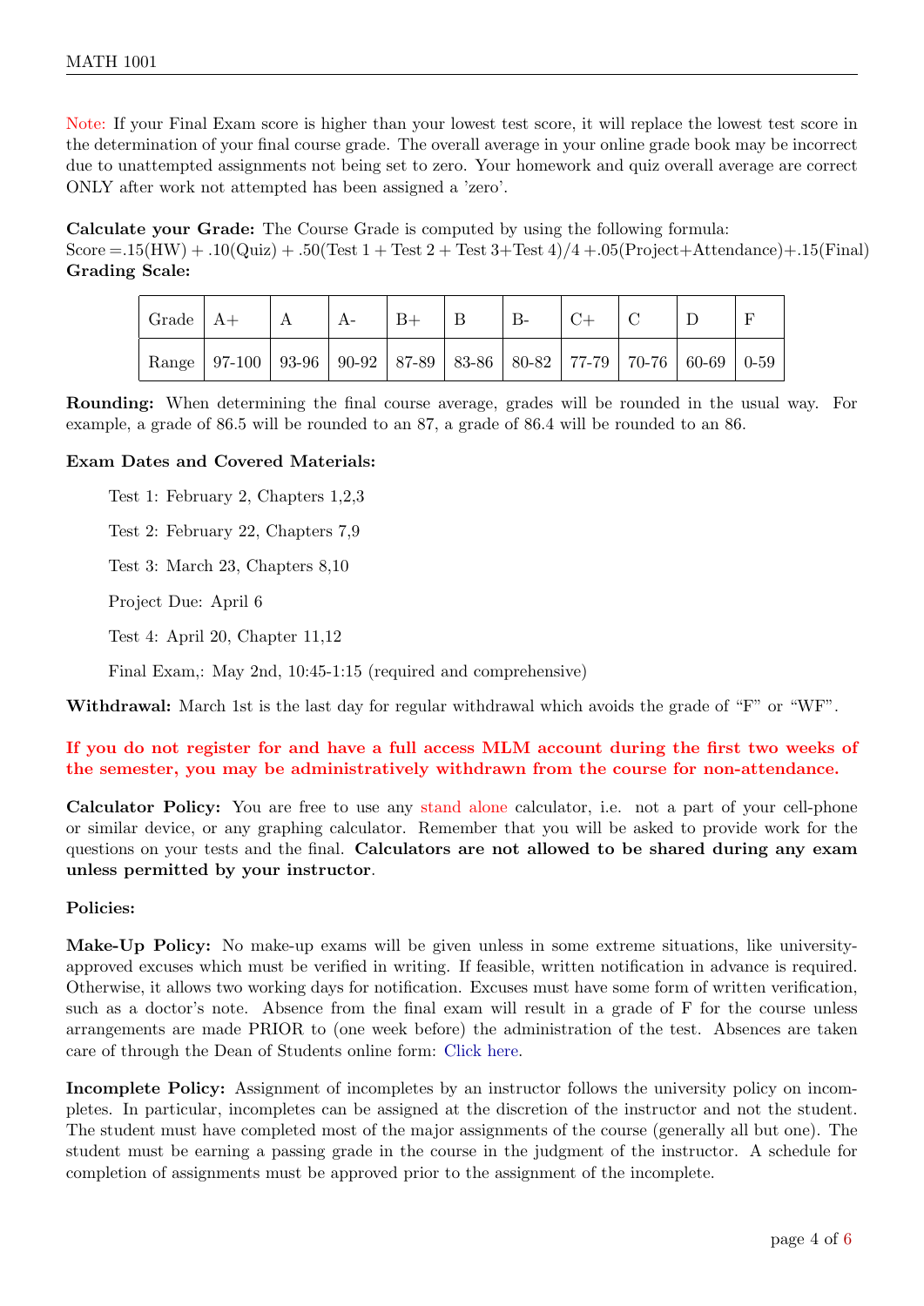Note: If your Final Exam score is higher than your lowest test score, it will replace the lowest test score in the determination of your final course grade. The overall average in your online grade book may be incorrect due to unattempted assignments not being set to zero. Your homework and quiz overall average are correct ONLY after work not attempted has been assigned a 'zero'.

**Calculate your Grade:** The Course Grade is computed by using the following formula:
Score =.15(HW) + .10(Quiz) + .50(Test 1 + Test 2 + Test 3+Test 4)/4 +.05(Project+Attendance)+.15(Final)
**Grading Scale:**

| Grade | A+ | A | A- | B+ | B | B- | C+ | C | D | F |
|---|---|---|---|---|---|---|---|---|---|---|
| Range | 97-100 | 93-96 | 90-92 | 87-89 | 83-86 | 80-82 | 77-79 | 70-76 | 60-69 | 0-59 |

**Rounding:** When determining the final course average, grades will be rounded in the usual way. For example, a grade of 86.5 will be rounded to an 87, a grade of 86.4 will be rounded to an 86.

**Exam Dates and Covered Materials:**

Test 1: February 2, Chapters 1,2,3

Test 2: February 22, Chapters 7,9

Test 3: March 23, Chapters 8,10

Project Due: April 6

Test 4: April 20, Chapter 11,12

Final Exam,: May 2nd, 10:45-1:15 (required and comprehensive)

**Withdrawal:** March 1st is the last day for regular withdrawal which avoids the grade of "F" or "WF".

**If you do not register for and have a full access MLM account during the first two weeks of the semester, you may be administratively withdrawn from the course for non-attendance.**

**Calculator Policy:** You are free to use any stand alone calculator, i.e. not a part of your cell-phone or similar device, or any graphing calculator. Remember that you will be asked to provide work for the questions on your tests and the final. **Calculators are not allowed to be shared during any exam unless permitted by your instructor**.

**Policies:**

**Make-Up Policy:** No make-up exams will be given unless in some extreme situations, like university-approved excuses which must be verified in writing. If feasible, written notification in advance is required. Otherwise, it allows two working days for notification. Excuses must have some form of written verification, such as a doctor's note. Absence from the final exam will result in a grade of F for the course unless arrangements are made PRIOR to (one week before) the administration of the test. Absences are taken care of through the Dean of Students online form: Click here.

**Incomplete Policy:** Assignment of incompletes by an instructor follows the university policy on incompletes. In particular, incompletes can be assigned at the discretion of the instructor and not the student. The student must have completed most of the major assignments of the course (generally all but one). The student must be earning a passing grade in the course in the judgment of the instructor. A schedule for completion of assignments must be approved prior to the assignment of the incomplete.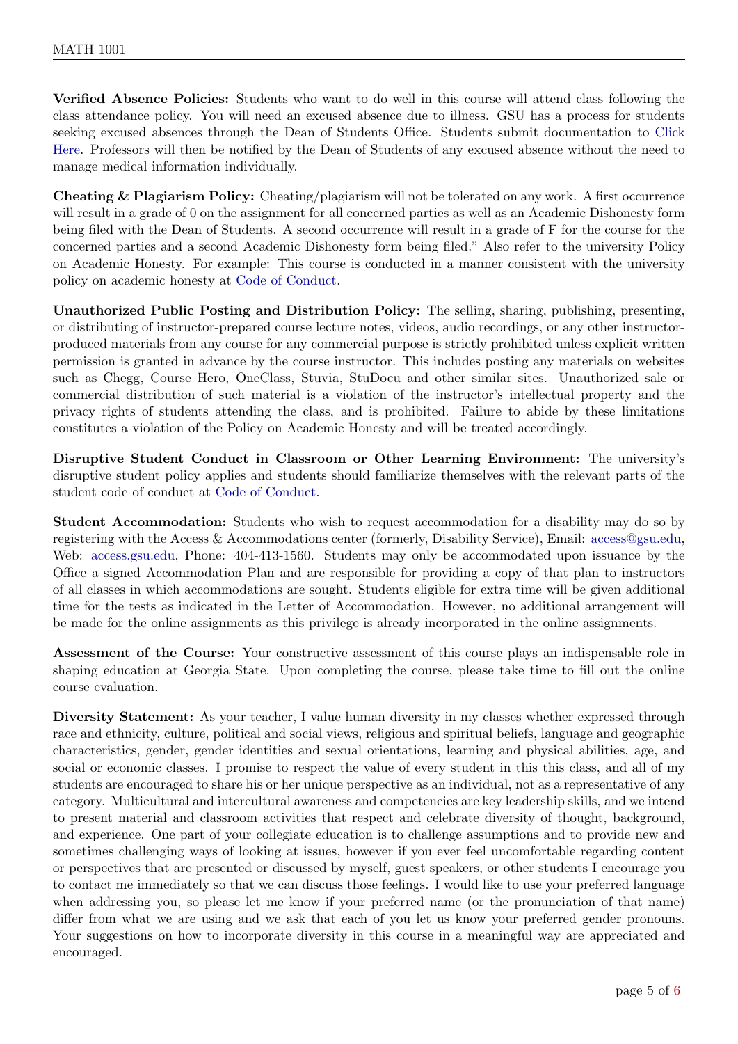**Verified Absence Policies:** Students who want to do well in this course will attend class following the class attendance policy. You will need an excused absence due to illness. GSU has a process for students seeking excused absences through the Dean of Students Office. Students submit documentation to Click Here. Professors will then be notified by the Dean of Students of any excused absence without the need to manage medical information individually.

**Cheating & Plagiarism Policy:** Cheating/plagiarism will not be tolerated on any work. A first occurrence will result in a grade of 0 on the assignment for all concerned parties as well as an Academic Dishonesty form being filed with the Dean of Students. A second occurrence will result in a grade of F for the course for the concerned parties and a second Academic Dishonesty form being filed." Also refer to the university Policy on Academic Honesty. For example: This course is conducted in a manner consistent with the university policy on academic honesty at Code of Conduct.

**Unauthorized Public Posting and Distribution Policy:** The selling, sharing, publishing, presenting, or distributing of instructor-prepared course lecture notes, videos, audio recordings, or any other instructor-produced materials from any course for any commercial purpose is strictly prohibited unless explicit written permission is granted in advance by the course instructor. This includes posting any materials on websites such as Chegg, Course Hero, OneClass, Stuvia, StuDocu and other similar sites. Unauthorized sale or commercial distribution of such material is a violation of the instructor's intellectual property and the privacy rights of students attending the class, and is prohibited. Failure to abide by these limitations constitutes a violation of the Policy on Academic Honesty and will be treated accordingly.

**Disruptive Student Conduct in Classroom or Other Learning Environment:** The university's disruptive student policy applies and students should familiarize themselves with the relevant parts of the student code of conduct at Code of Conduct.

**Student Accommodation:** Students who wish to request accommodation for a disability may do so by registering with the Access & Accommodations center (formerly, Disability Service), Email: access@gsu.edu, Web: access.gsu.edu, Phone: 404-413-1560. Students may only be accommodated upon issuance by the Office a signed Accommodation Plan and are responsible for providing a copy of that plan to instructors of all classes in which accommodations are sought. Students eligible for extra time will be given additional time for the tests as indicated in the Letter of Accommodation. However, no additional arrangement will be made for the online assignments as this privilege is already incorporated in the online assignments.

**Assessment of the Course:** Your constructive assessment of this course plays an indispensable role in shaping education at Georgia State. Upon completing the course, please take time to fill out the online course evaluation.

**Diversity Statement:** As your teacher, I value human diversity in my classes whether expressed through race and ethnicity, culture, political and social views, religious and spiritual beliefs, language and geographic characteristics, gender, gender identities and sexual orientations, learning and physical abilities, age, and social or economic classes. I promise to respect the value of every student in this this class, and all of my students are encouraged to share his or her unique perspective as an individual, not as a representative of any category. Multicultural and intercultural awareness and competencies are key leadership skills, and we intend to present material and classroom activities that respect and celebrate diversity of thought, background, and experience. One part of your collegiate education is to challenge assumptions and to provide new and sometimes challenging ways of looking at issues, however if you ever feel uncomfortable regarding content or perspectives that are presented or discussed by myself, guest speakers, or other students I encourage you to contact me immediately so that we can discuss those feelings. I would like to use your preferred language when addressing you, so please let me know if your preferred name (or the pronunciation of that name) differ from what we are using and we ask that each of you let us know your preferred gender pronouns. Your suggestions on how to incorporate diversity in this course in a meaningful way are appreciated and encouraged.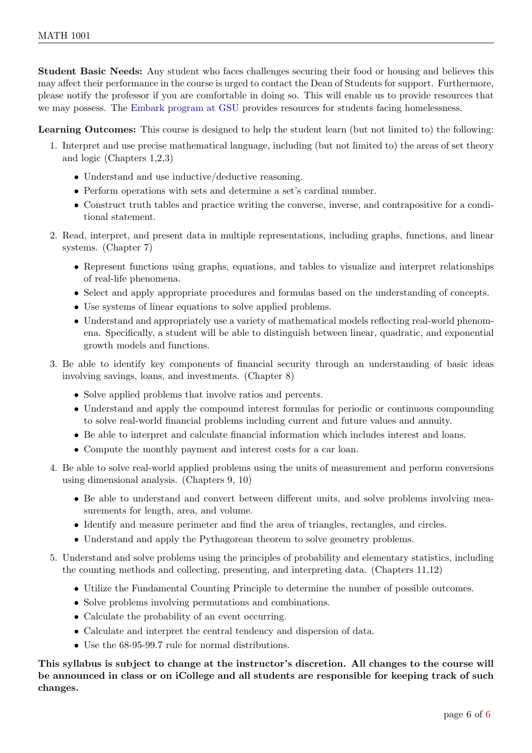**Student Basic Needs:** Any student who faces challenges securing their food or housing and believes this may affect their performance in the course is urged to contact the Dean of Students for support. Furthermore, please notify the professor if you are comfortable in doing so. This will enable us to provide resources that we may possess. The Embark program at GSU provides resources for students facing homelessness.

**Learning Outcomes:** This course is designed to help the student learn (but not limited to) the following:

1. Interpret and use precise mathematical language, including (but not limited to) the areas of set theory and logic (Chapters 1,2,3)
   - Understand and use inductive/deductive reasoning.
   - Perform operations with sets and determine a set's cardinal number.
   - Construct truth tables and practice writing the converse, inverse, and contrapositive for a conditional statement.
2. Read, interpret, and present data in multiple representations, including graphs, functions, and linear systems. (Chapter 7)
   - Represent functions using graphs, equations, and tables to visualize and interpret relationships of real-life phenomena.
   - Select and apply appropriate procedures and formulas based on the understanding of concepts.
   - Use systems of linear equations to solve applied problems.
   - Understand and appropriately use a variety of mathematical models reflecting real-world phenomena. Specifically, a student will be able to distinguish between linear, quadratic, and exponential growth models and functions.
3. Be able to identify key components of financial security through an understanding of basic ideas involving savings, loans, and investments. (Chapter 8)
   - Solve applied problems that involve ratios and percents.
   - Understand and apply the compound interest formulas for periodic or continuous compounding to solve real-world financial problems including current and future values and annuity.
   - Be able to interpret and calculate financial information which includes interest and loans.
   - Compute the monthly payment and interest costs for a car loan.
4. Be able to solve real-world applied problems using the units of measurement and perform conversions using dimensional analysis. (Chapters 9, 10)
   - Be able to understand and convert between different units, and solve problems involving measurements for length, area, and volume.
   - Identify and measure perimeter and find the area of triangles, rectangles, and circles.
   - Understand and apply the Pythagorean theorem to solve geometry problems.
5. Understand and solve problems using the principles of probability and elementary statistics, including the counting methods and collecting, presenting, and interpreting data. (Chapters 11,12)
   - Utilize the Fundamental Counting Principle to determine the number of possible outcomes.
   - Solve problems involving permutations and combinations.
   - Calculate the probability of an event occurring.
   - Calculate and interpret the central tendency and dispersion of data.
   - Use the 68-95-99.7 rule for normal distributions.

**This syllabus is subject to change at the instructor's discretion. All changes to the course will be announced in class or on iCollege and all students are responsible for keeping track of such changes.**